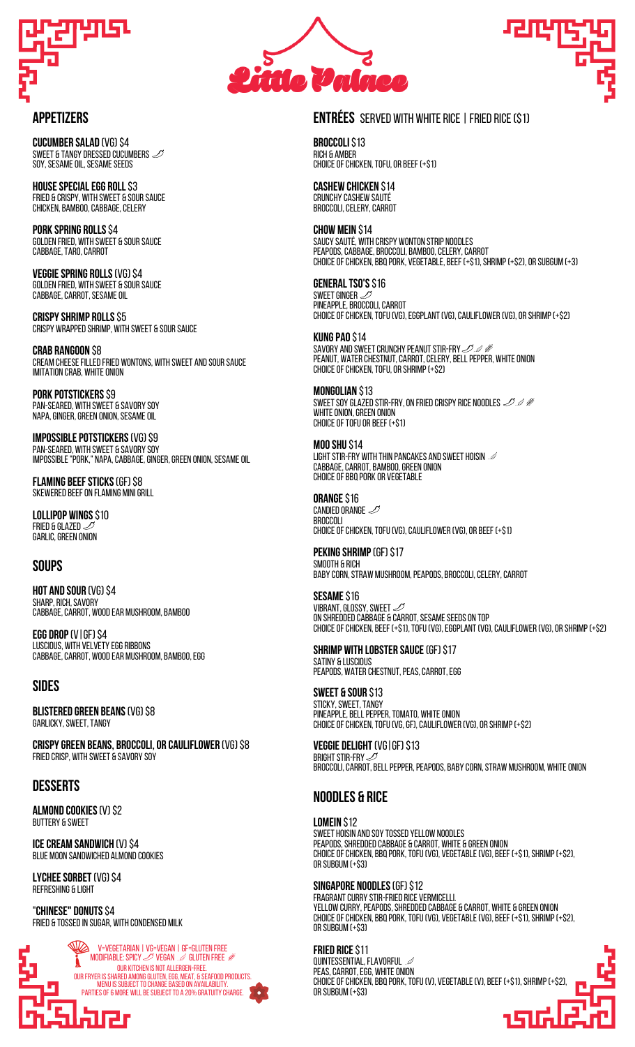# Little Palace

## APPETIZERS

**CUCUMBER SALAD** (VG) $4
SWEET & TANGY DRESSED CUCUMBERS
SOY, SESAME OIL, SESAME SEEDS

**HOUSE SPECIAL EGG ROLL** $3
FRIED & CRISPY, WITH SWEET & SOUR SAUCE
CHICKEN, BAMBOO, CABBAGE, CELERY

**PORK SPRING ROLLS** $4
GOLDEN FRIED, WITH SWEET & SOUR SAUCE
CABBAGE, TARO, CARROT

**VEGGIE SPRING ROLLS** (VG) $4
GOLDEN FRIED, WITH SWEET & SOUR SAUCE
CABBAGE, CARROT, SESAME OIL

**CRISPY SHRIMP ROLLS** $5
CRISPY WRAPPED SHRIMP, WITH SWEET & SOUR SAUCE

**CRAB RANGOON** $8
CREAM CHEESE FILLED FRIED WONTONS, WITH SWEET AND SOUR SAUCE
IMITATION CRAB, WHITE ONION

**PORK POTSTICKERS** $9
PAN-SEARED, WITH SWEET & SAVORY SOY
NAPA, GINGER, GREEN ONION, SESAME OIL

**IMPOSSIBLE POTSTICKERS** (VG) $9
PAN-SEARED, WITH SWEET & SAVORY SOY
IMPOSSIBLE "PORK," NAPA, CABBAGE, GINGER, GREEN ONION, SESAME OIL

**FLAMING BEEF STICKS** (GF) $8
SKEWERED BEEF ON FLAMING MINI GRILL

**LOLLIPOP WINGS** $10
FRIED & GLAZED
GARLIC, GREEN ONION

## SOUPS

**HOT AND SOUR** (VG) $4
SHARP, RICH, SAVORY
CABBAGE, CARROT, WOOD EAR MUSHROOM, BAMBOO

**EGG DROP** (V | GF) $4
LUSCIOUS, WITH VELVETY EGG RIBBONS
CABBAGE, CARROT, WOOD EAR MUSHROOM, BAMBOO, EGG

## SIDES

**BLISTERED GREEN BEANS** (VG) $8
GARLICKY, SWEET, TANGY

**CRISPY GREEN BEANS, BROCCOLI, OR CAULIFLOWER** (VG) $8
FRIED CRISP, WITH SWEET & SAVORY SOY

## DESSERTS

**ALMOND COOKIES** (V) $2
BUTTERY & SWEET

**ICE CREAM SANDWICH** (V) $4
BLUE MOON SANDWICHED ALMOND COOKIES

**LYCHEE SORBET** (VG) $4
REFRESHING & LIGHT

**"CHINESE" DONUTS** $4
FRIED & TOSSED IN SUGAR, WITH CONDENSED MILK

V=VEGETARIAN | VG=VEGAN | GF=GLUTEN FREE
MODIFIABLE: SPICY VEGAN GLUTEN FREE
OUR KITCHEN IS NOT ALLERGEN-FREE.
OUR FRYER IS SHARED AMONG GLUTEN, EGG, MEAT, & SEAFOOD PRODUCTS.
MENU IS SUBJECT TO CHANGE BASED ON AVAILABILITY.
PARTIES OF 6 OR MORE WILL BE SUBJECT TO A 20% GRATUITY CHARGE.

## ENTRÉES SERVED WITH WHITE RICE | FRIED RICE ($1)

**BROCCOLI** $13
RICH & AMBER
CHOICE OF CHICKEN, TOFU, OR BEEF (+$1)

**CASHEW CHICKEN** $14
CRUNCHY CASHEW SAUTÉ
BROCCOLI, CELERY, CARROT

**CHOW MEIN** $14
SAUCY SAUTÉ, WITH CRISPY WONTON STRIP NOODLES
PEAPODS, CABBAGE, BROCCOLI, BAMBOO, CELERY, CARROT
CHOICE OF CHICKEN, BBQ PORK, VEGETABLE, BEEF (+$1), SHRIMP (+$2), OR SUBGUM (+3)

**GENERAL TSO'S** $16
SWEET GINGER
PINEAPPLE, BROCCOLI, CARROT
CHOICE OF CHICKEN, TOFU (VG), EGGPLANT (VG), CAULIFLOWER (VG), OR SHRIMP (+$2)

**KUNG PAO** $14
SAVORY AND SWEET CRUNCHY PEANUT STIR-FRY
PEANUT, WATER CHESTNUT, CARROT, CELERY, BELL PEPPER, WHITE ONION
CHOICE OF CHICKEN, TOFU, OR SHRIMP (+$2)

**MONGOLIAN** $13
SWEET SOY GLAZED STIR-FRY, ON FRIED CRISPY RICE NOODLES
WHITE ONION, GREEN ONION
CHOICE OF TOFU OR BEEF (+$1)

**MOO SHU** $14
LIGHT STIR-FRY WITH THIN PANCAKES AND SWEET HOISIN
CABBAGE, CARROT, BAMBOO, GREEN ONION
CHOICE OF BBQ PORK OR VEGETABLE

**ORANGE** $16
CANDIED ORANGE
BROCCOLI
CHOICE OF CHICKEN, TOFU (VG), CAULIFLOWER (VG), OR BEEF (+$1)

**PEKING SHRIMP** (GF) $17
SMOOTH & RICH
BABY CORN, STRAW MUSHROOM, PEAPODS, BROCCOLI, CELERY, CARROT

**SESAME** $16
VIBRANT, GLOSSY, SWEET
ON SHREDDED CABBAGE & CARROT, SESAME SEEDS ON TOP
CHOICE OF CHICKEN, BEEF (+$1), TOFU (VG), EGGPLANT (VG), CAULIFLOWER (VG), OR SHRIMP (+$2)

**SHRIMP WITH LOBSTER SAUCE** (GF) $17
SATINY & LUSCIOUS
PEAPODS, WATER CHESTNUT, PEAS, CARROT, EGG

**SWEET & SOUR** $13
STICKY, SWEET, TANGY
PINEAPPLE, BELL PEPPER, TOMATO, WHITE ONION
CHOICE OF CHICKEN, TOFU (VG, GF), CAULIFLOWER (VG), OR SHRIMP (+$2)

**VEGGIE DELIGHT** (VG | GF) $13
BRIGHT STIR-FRY
BROCCOLI, CARROT, BELL PEPPER, PEAPODS, BABY CORN, STRAW MUSHROOM, WHITE ONION

## NOODLES & RICE

**LOMEIN** $12
SWEET HOISIN AND SOY TOSSED YELLOW NOODLES
PEAPODS, SHREDDED CABBAGE & CARROT, WHITE & GREEN ONION
CHOICE OF CHICKEN, BBQ PORK, TOFU (VG), VEGETABLE (VG), BEEF (+$1), SHRIMP (+$2), OR SUBGUM (+$3)

**SINGAPORE NOODLES** (GF) $12
FRAGRANT CURRY STIR-FRIED RICE VERMICELLI.
YELLOW CURRY, PEAPODS, SHREDDED CABBAGE & CARROT, WHITE & GREEN ONION
CHOICE OF CHICKEN, BBQ PORK, TOFU (VG), VEGETABLE (VG), BEEF (+$1), SHRIMP (+$2), OR SUBGUM (+$3)

**FRIED RICE** $11
QUINTESSENTIAL, FLAVORFUL
PEAS, CARROT, EGG, WHITE ONION
CHOICE OF CHICKEN, BBQ PORK, TOFU (V), VEGETABLE (V), BEEF (+$1), SHRIMP (+$2), OR SUBGUM (+$3)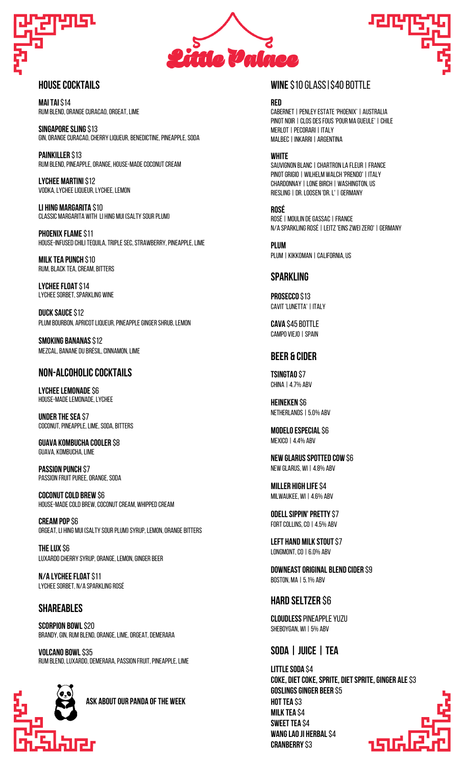# Little Palace

## HOUSE COCKTAILS

**MAI TAI** $14
RUM BLEND, ORANGE CURACAO, ORGEAT, LIME

**SINGAPORE SLING** $13
GIN, ORANGE CURACAO, CHERRY LIQUEUR, BENEDICTINE, PINEAPPLE, SODA

**PAINKILLER** $13
RUM BLEND, PINEAPPLE, ORANGE, HOUSE-MADE COCONUT CREAM

**LYCHEE MARTINI** $12
VODKA, LYCHEE LIQUEUR, LYCHEE, LEMON

**LI HING MARGARITA** $10
CLASSIC MARGARITA WITH LI HING MUI (SALTY SOUR PLUM)

**PHOENIX FLAME** $11
HOUSE-INFUSED CHILI TEQUILA, TRIPLE SEC, STRAWBERRY, PINEAPPLE, LIME

**MILK TEA PUNCH** $10
RUM, BLACK TEA, CREAM, BITTERS

**LYCHEE FLOAT** $14
LYCHEE SORBET, SPARKLING WINE

**DUCK SAUCE** $12
PLUM BOURBON, APRICOT LIQUEUR, PINEAPPLE GINGER SHRUB, LEMON

**SMOKING BANANAS** $12
MEZCAL, BANANE DU BRÉSIL, CINNAMON, LIME

## NON-ALCOHOLIC COCKTAILS

**LYCHEE LEMONADE** $6
HOUSE-MADE LEMONADE, LYCHEE

**UNDER THE SEA** $7
COCONUT, PINEAPPLE, LIME, SODA, BITTERS

**GUAVA KOMBUCHA COOLER** $8
GUAVA, KOMBUCHA, LIME

**PASSION PUNCH** $7
PASSION FRUIT PUREE, ORANGE, SODA

**COCONUT COLD BREW** $6
HOUSE-MADE COLD BREW, COCONUT CREAM, WHIPPED CREAM

**CREAM POP** $6
ORGEAT, LI HING MUI (SALTY SOUR PLUM) SYRUP, LEMON, ORANGE BITTERS

**THE LUX** $6
LUXARDO CHERRY SYRUP, ORANGE, LEMON, GINGER BEER

**N/A LYCHEE FLOAT** $11
LYCHEE SORBET, N/A SPARKLING ROSÉ

## SHAREABLES

**SCORPION BOWL** $20
BRANDY, GIN, RUM BLEND, ORANGE, LIME, ORGEAT, DEMERARA

**VOLCANO BOWL** $35
RUM BLEND, LUXARDO, DEMERARA, PASSION FRUIT, PINEAPPLE, LIME

**ASK ABOUT OUR PANDA OF THE WEEK**

## WINE $10 GLASS | $40 BOTTLE

**RED**
CABERNET | PENLEY ESTATE 'PHOENIX' | AUSTRALIA
PINOT NOIR | CLOS DES FOUS 'POUR MA GUEULE' | CHILE
MERLOT | PECORARI | ITALY
MALBEC | INKARRI | ARGENTINA

**WHITE**
SAUVIGNON BLANC | CHARTRON LA FLEUR | FRANCE
PINOT GRIGIO | WILHELM WALCH 'PRENDO' | ITALY
CHARDONNAY | LONE BIRCH | WASHINGTON, US
RIESLING | DR. LOOSEN 'DR. L' | GERMANY

**ROSÉ**
ROSÉ | MOULIN DE GASSAC | FRANCE
N/A SPARKLING ROSÉ | LEITZ 'EINS ZWEI ZERO' | GERMANY

**PLUM**
PLUM | KIKKOMAN | CALIFORNIA, US

## SPARKLING

**PROSECCO** $13
CAVIT 'LUNETTA' | ITALY

**CAVA** $45 BOTTLE
CAMPO VIEJO | SPAIN

## BEER & CIDER

**TSINGTAO** $7
CHINA | 4.7% ABV

**HEINEKEN** $6
NETHERLANDS | 5.0% ABV

**MODELO ESPECIAL** $6
MEXICO | 4.4% ABV

**NEW GLARUS SPOTTED COW** $6
NEW GLARUS, WI | 4.8% ABV

**MILLER HIGH LIFE** $4
MILWAUKEE, WI | 4.6% ABV

**ODELL SIPPIN' PRETTY** $7
FORT COLLINS, CO | 4.5% ABV

**LEFT HAND MILK STOUT** $7
LONGMONT, CO | 6.0% ABV

**DOWNEAST ORIGINAL BLEND CIDER** $9
BOSTON, MA | 5.1% ABV

## HARD SELTZER $6

**CLOUDLESS** PINEAPPLE YUZU
SHEBOYGAN, WI | 5% ABV

## SODA | JUICE | TEA

**LITTLE SODA** $4
**COKE, DIET COKE, SPRITE, DIET SPRITE, GINGER ALE** $3
**GOSLINGS GINGER BEER** $5
**HOT TEA** $3
**MILK TEA** $4
**SWEET TEA** $4
**WANG LAO JI HERBAL** $4
**CRANBERRY** $3